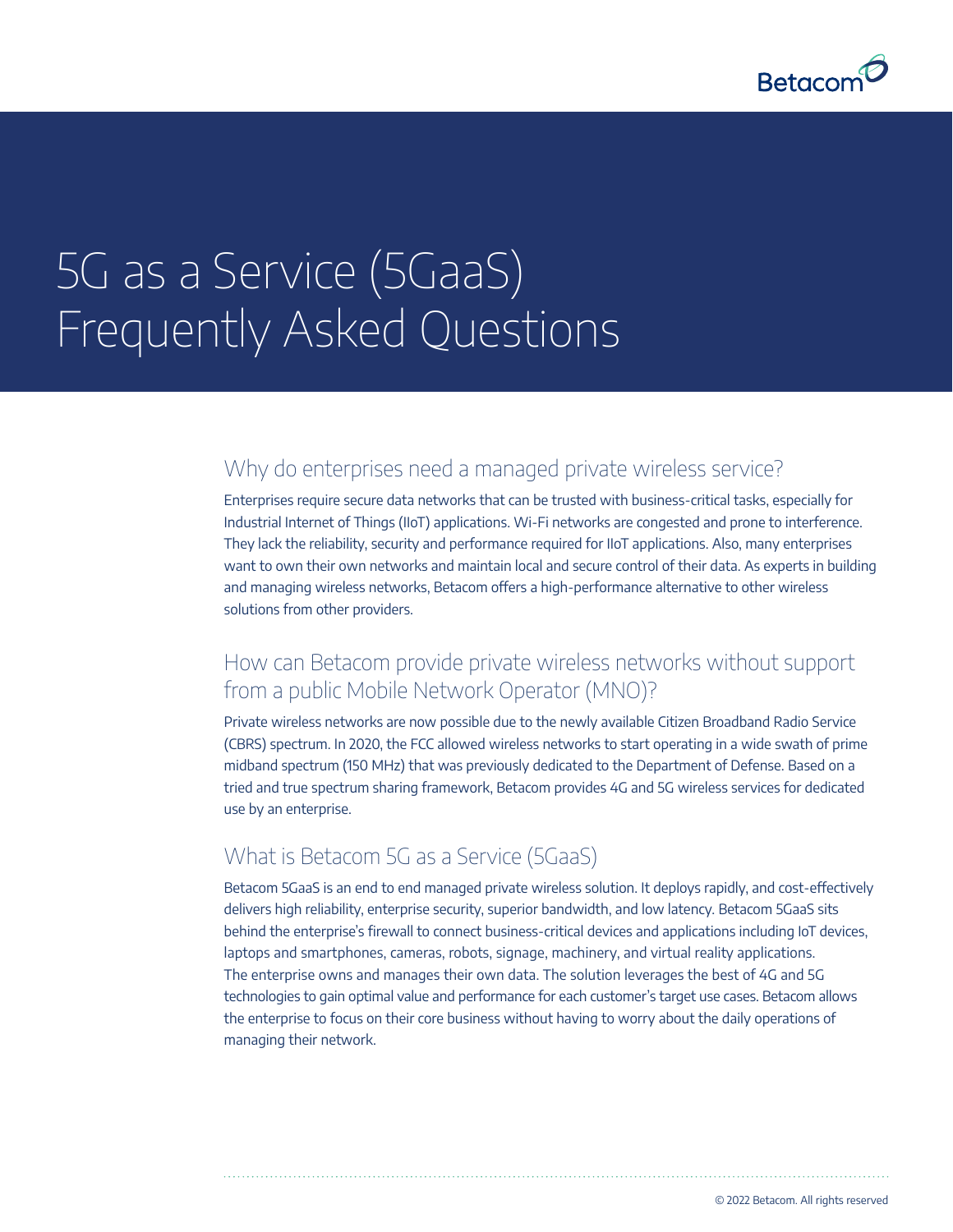# 5G as a Service (5GaaS) Frequently Asked Questions

## Why do enterprises need a managed private wireless service?

Enterprises require secure data networks that can be trusted with business-critical tasks, especially for Industrial Internet of Things (IIoT) applications. Wi-Fi networks are congested and prone to interference. They lack the reliability, security and performance required for IIoT applications. Also, many enterprises want to own their own networks and maintain local and secure control of their data. As experts in building and managing wireless networks, Betacom offers a high-performance alternative to other wireless solutions from other providers.

## How can Betacom provide private wireless networks without support from a public Mobile Network Operator (MNO)?

Private wireless networks are now possible due to the newly available Citizen Broadband Radio Service (CBRS) spectrum. In 2020, the FCC allowed wireless networks to start operating in a wide swath of prime midband spectrum (150 MHz) that was previously dedicated to the Department of Defense. Based on a tried and true spectrum sharing framework, Betacom provides 4G and 5G wireless services for dedicated use by an enterprise.

## What is Betacom 5G as a Service (5GaaS)

Betacom 5GaaS is an end to end managed private wireless solution. It deploys rapidly, and cost-effectively delivers high reliability, enterprise security, superior bandwidth, and low latency. Betacom 5GaaS sits behind the enterprise's firewall to connect business-critical devices and applications including IoT devices, laptops and smartphones, cameras, robots, signage, machinery, and virtual reality applications. The enterprise owns and manages their own data. The solution leverages the best of 4G and 5G technologies to gain optimal value and performance for each customer's target use cases. Betacom allows the enterprise to focus on their core business without having to worry about the daily operations of managing their network.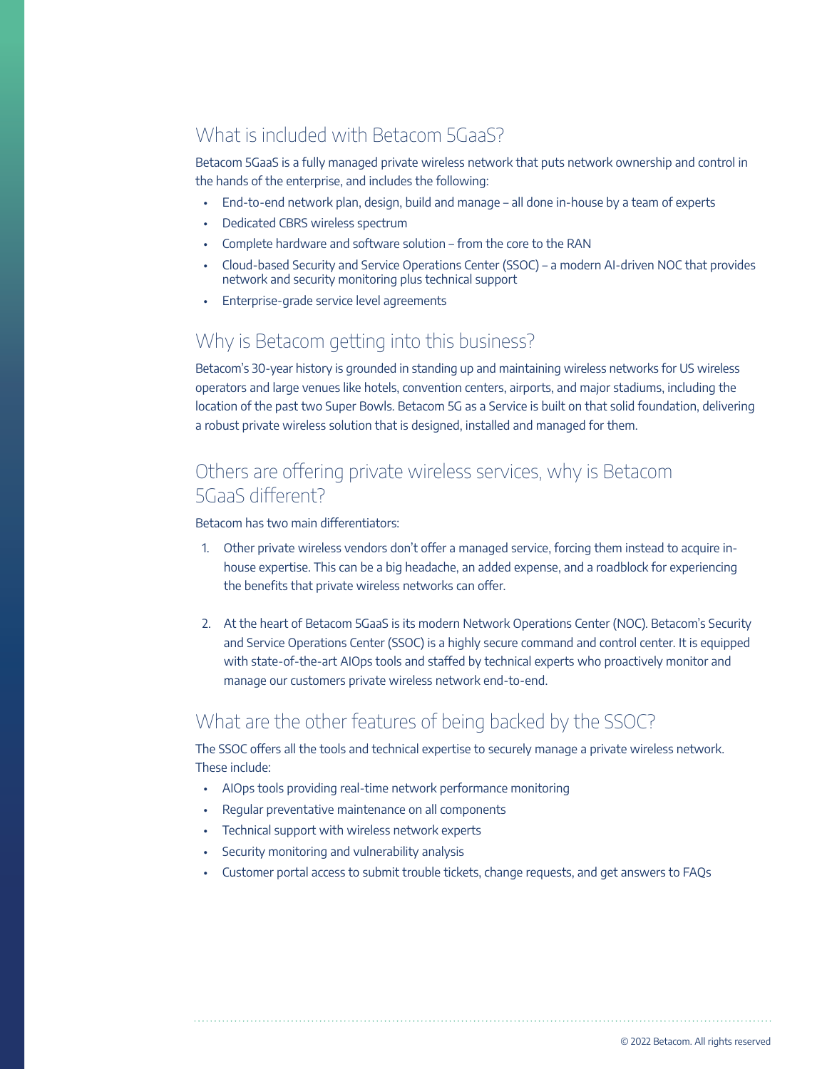## What is included with Betacom 5GaaS?

Betacom 5GaaS is a fully managed private wireless network that puts network ownership and control in the hands of the enterprise, and includes the following:

- End-to-end network plan, design, build and manage – all done in-house by a team of experts
- Dedicated CBRS wireless spectrum
- Complete hardware and software solution – from the core to the RAN
- Cloud-based Security and Service Operations Center (SSOC) – a modern AI-driven NOC that provides network and security monitoring plus technical support
- Enterprise-grade service level agreements

## Why is Betacom getting into this business?

Betacom's 30-year history is grounded in standing up and maintaining wireless networks for US wireless operators and large venues like hotels, convention centers, airports, and major stadiums, including the location of the past two Super Bowls. Betacom 5G as a Service is built on that solid foundation, delivering a robust private wireless solution that is designed, installed and managed for them.

## Others are offering private wireless services, why is Betacom 5GaaS different?

Betacom has two main differentiators:

1. Other private wireless vendors don't offer a managed service, forcing them instead to acquire in-house expertise. This can be a big headache, an added expense, and a roadblock for experiencing the benefits that private wireless networks can offer.

2. At the heart of Betacom 5GaaS is its modern Network Operations Center (NOC). Betacom's Security and Service Operations Center (SSOC) is a highly secure command and control center. It is equipped with state-of-the-art AIOps tools and staffed by technical experts who proactively monitor and manage our customers private wireless network end-to-end.

## What are the other features of being backed by the SSOC?

The SSOC offers all the tools and technical expertise to securely manage a private wireless network. These include:

- AIOps tools providing real-time network performance monitoring
- Regular preventative maintenance on all components
- Technical support with wireless network experts
- Security monitoring and vulnerability analysis
- Customer portal access to submit trouble tickets, change requests, and get answers to FAQs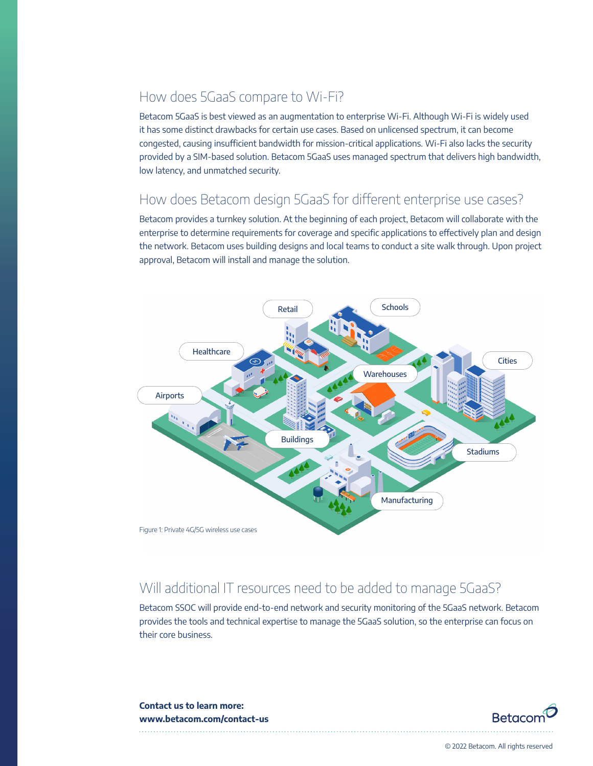## How does 5GaaS compare to Wi-Fi?

Betacom 5GaaS is best viewed as an augmentation to enterprise Wi-Fi. Although Wi-Fi is widely used it has some distinct drawbacks for certain use cases. Based on unlicensed spectrum, it can become congested, causing insufficient bandwidth for mission-critical applications. Wi-Fi also lacks the security provided by a SIM-based solution. Betacom 5GaaS uses managed spectrum that delivers high bandwidth, low latency, and unmatched security.

## How does Betacom design 5GaaS for different enterprise use cases?

Betacom provides a turnkey solution. At the beginning of each project, Betacom will collaborate with the enterprise to determine requirements for coverage and specific applications to effectively plan and design the network. Betacom uses building designs and local teams to conduct a site walk through. Upon project approval, Betacom will install and manage the solution.

Retail
Schools
Healthcare
Cities
Warehouses
Airports
Buildings
Stadiums
Manufacturing

Figure 1: Private 4G/5G wireless use cases

## Will additional IT resources need to be added to manage 5GaaS?

Betacom SSOC will provide end-to-end network and security monitoring of the 5GaaS network. Betacom provides the tools and technical expertise to manage the 5GaaS solution, so the enterprise can focus on their core business.

**Contact us to learn more:**
**www.betacom.com/contact-us**

Betacom

© 2022 Betacom. All rights reserved